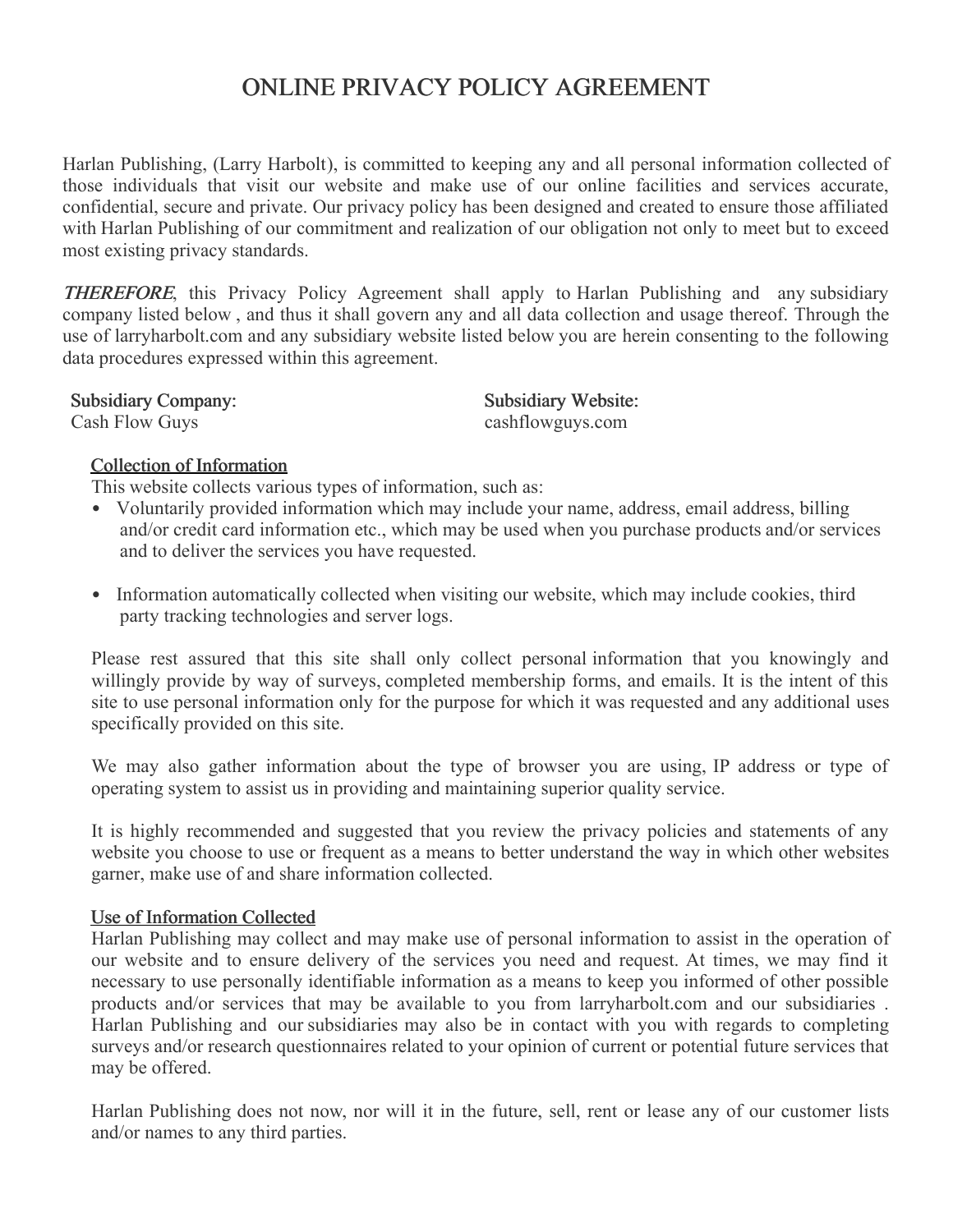# ONLINE PRIVACY POLICY AGREEMENT

Harlan Publishing, (Larry Harbolt), is committed to keeping any and all personal information collected of those individuals that visit our website and make use of our online facilities and services accurate, confidential, secure and private. Our privacy policy has been designed and created to ensure those affiliated with Harlan Publishing of our commitment and realization of our obligation not only to meet but to exceed most existing privacy standards.

***THEREFORE***, this Privacy Policy Agreement shall apply to Harlan Publishing and any subsidiary company listed below , and thus it shall govern any and all data collection and usage thereof. Through the use of larryharbolt.com and any subsidiary website listed below you are herein consenting to the following data procedures expressed within this agreement.

| Subsidiary Company: | Subsidiary Website: |
| --- | --- |
| Cash Flow Guys | cashflowguys.com |

## Collection of Information

This website collects various types of information, such as:

- Voluntarily provided information which may include your name, address, email address, billing and/or credit card information etc., which may be used when you purchase products and/or services and to deliver the services you have requested.
- Information automatically collected when visiting our website, which may include cookies, third party tracking technologies and server logs.

Please rest assured that this site shall only collect personal information that you knowingly and willingly provide by way of surveys, completed membership forms, and emails. It is the intent of this site to use personal information only for the purpose for which it was requested and any additional uses specifically provided on this site.

We may also gather information about the type of browser you are using, IP address or type of operating system to assist us in providing and maintaining superior quality service.

It is highly recommended and suggested that you review the privacy policies and statements of any website you choose to use or frequent as a means to better understand the way in which other websites garner, make use of and share information collected.

## Use of Information Collected

Harlan Publishing may collect and may make use of personal information to assist in the operation of our website and to ensure delivery of the services you need and request. At times, we may find it necessary to use personally identifiable information as a means to keep you informed of other possible products and/or services that may be available to you from larryharbolt.com and our subsidiaries . Harlan Publishing and our subsidiaries may also be in contact with you with regards to completing surveys and/or research questionnaires related to your opinion of current or potential future services that may be offered.

Harlan Publishing does not now, nor will it in the future, sell, rent or lease any of our customer lists and/or names to any third parties.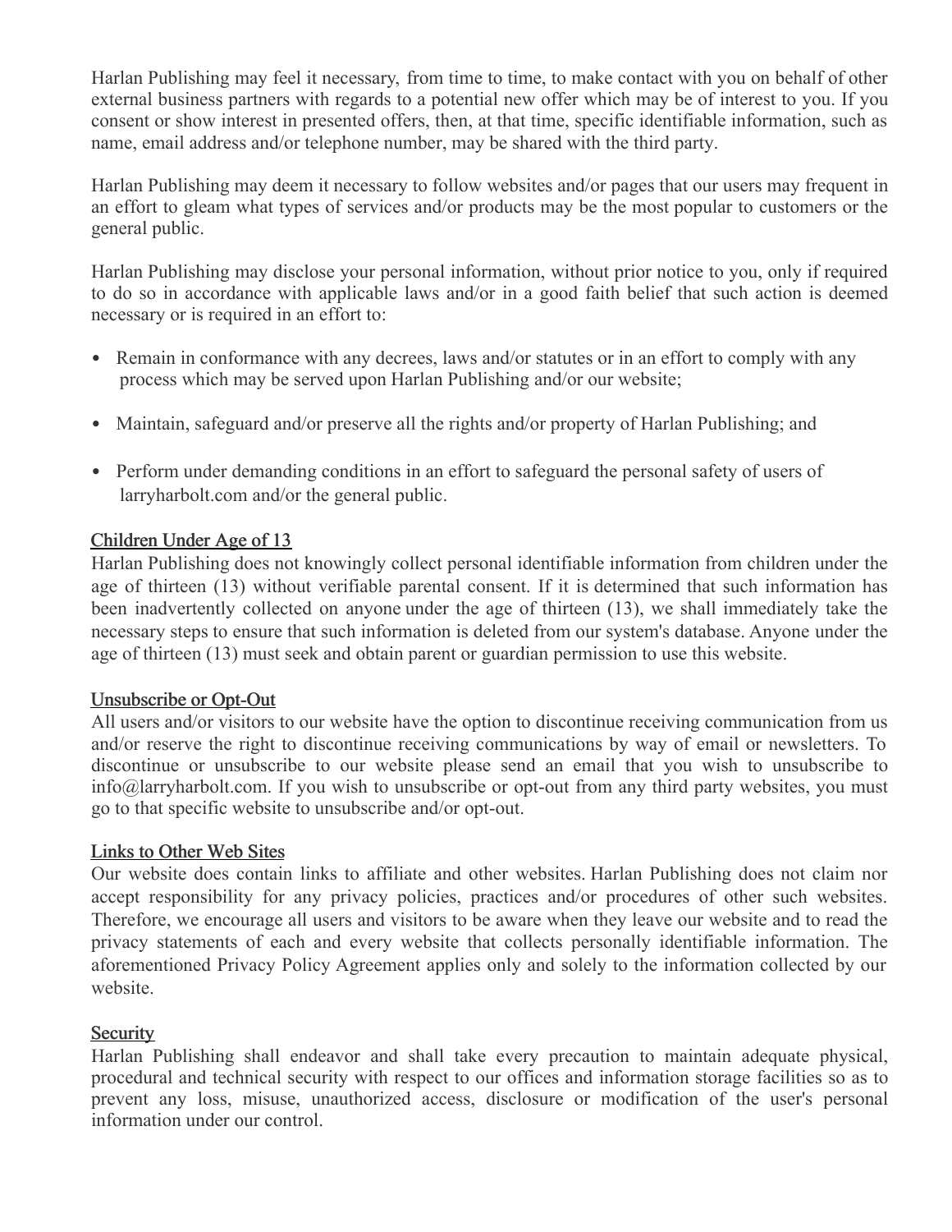Harlan Publishing may feel it necessary, from time to time, to make contact with you on behalf of other external business partners with regards to a potential new offer which may be of interest to you. If you consent or show interest in presented offers, then, at that time, specific identifiable information, such as name, email address and/or telephone number, may be shared with the third party.

Harlan Publishing may deem it necessary to follow websites and/or pages that our users may frequent in an effort to gleam what types of services and/or products may be the most popular to customers or the general public.

Harlan Publishing may disclose your personal information, without prior notice to you, only if required to do so in accordance with applicable laws and/or in a good faith belief that such action is deemed necessary or is required in an effort to:

- Remain in conformance with any decrees, laws and/or statutes or in an effort to comply with any process which may be served upon Harlan Publishing and/or our website;
- Maintain, safeguard and/or preserve all the rights and/or property of Harlan Publishing; and
- Perform under demanding conditions in an effort to safeguard the personal safety of users of larryharbolt.com and/or the general public.

## Children Under Age of 13

Harlan Publishing does not knowingly collect personal identifiable information from children under the age of thirteen (13) without verifiable parental consent. If it is determined that such information has been inadvertently collected on anyone under the age of thirteen (13), we shall immediately take the necessary steps to ensure that such information is deleted from our system's database. Anyone under the age of thirteen (13) must seek and obtain parent or guardian permission to use this website.

## Unsubscribe or Opt-Out

All users and/or visitors to our website have the option to discontinue receiving communication from us and/or reserve the right to discontinue receiving communications by way of email or newsletters. To discontinue or unsubscribe to our website please send an email that you wish to unsubscribe to info@larryharbolt.com. If you wish to unsubscribe or opt-out from any third party websites, you must go to that specific website to unsubscribe and/or opt-out.

## Links to Other Web Sites

Our website does contain links to affiliate and other websites. Harlan Publishing does not claim nor accept responsibility for any privacy policies, practices and/or procedures of other such websites. Therefore, we encourage all users and visitors to be aware when they leave our website and to read the privacy statements of each and every website that collects personally identifiable information. The aforementioned Privacy Policy Agreement applies only and solely to the information collected by our website.

## Security

Harlan Publishing shall endeavor and shall take every precaution to maintain adequate physical, procedural and technical security with respect to our offices and information storage facilities so as to prevent any loss, misuse, unauthorized access, disclosure or modification of the user's personal information under our control.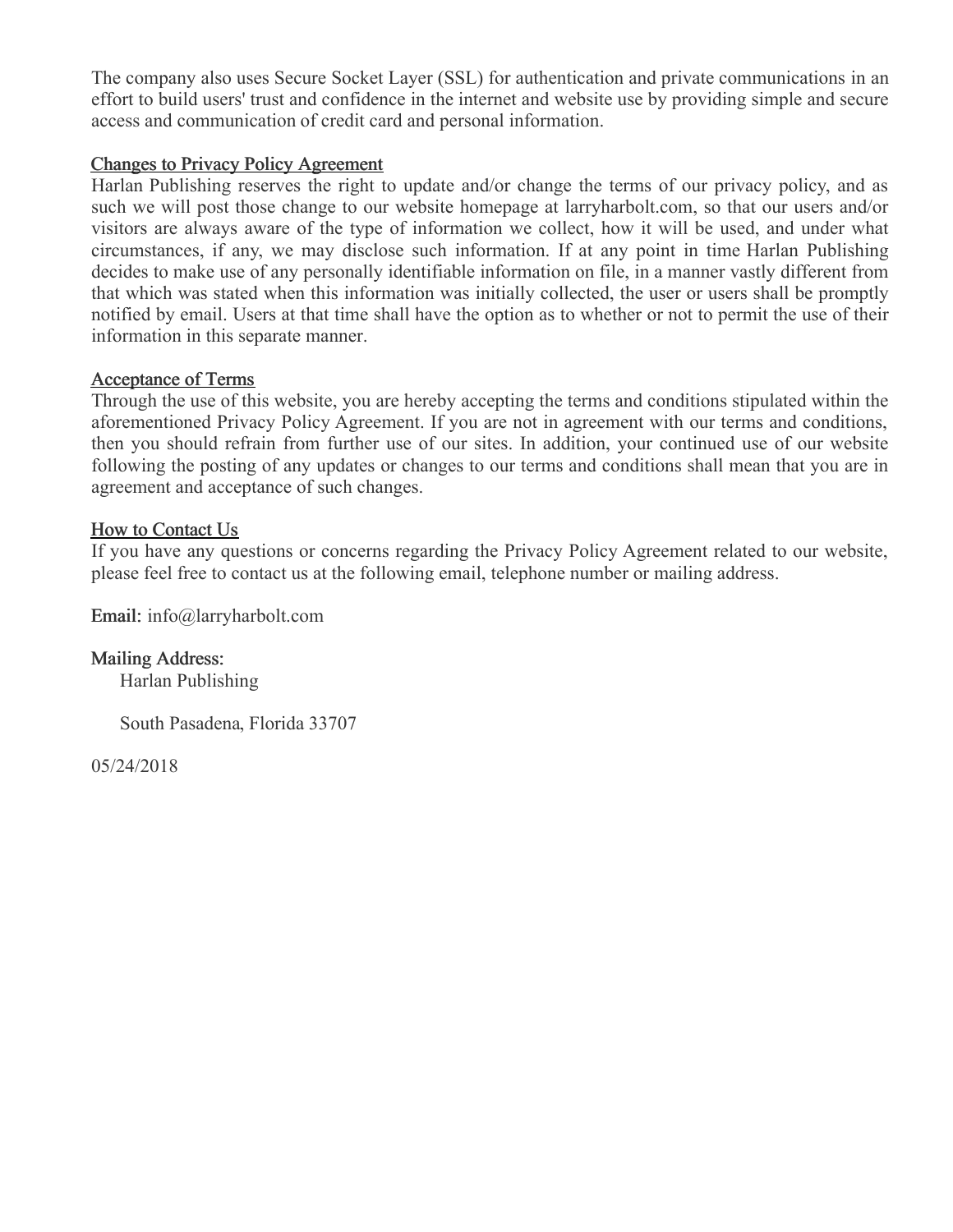The company also uses Secure Socket Layer (SSL) for authentication and private communications in an effort to build users' trust and confidence in the internet and website use by providing simple and secure access and communication of credit card and personal information.

## Changes to Privacy Policy Agreement

Harlan Publishing reserves the right to update and/or change the terms of our privacy policy, and as such we will post those change to our website homepage at larryharbolt.com, so that our users and/or visitors are always aware of the type of information we collect, how it will be used, and under what circumstances, if any, we may disclose such information. If at any point in time Harlan Publishing decides to make use of any personally identifiable information on file, in a manner vastly different from that which was stated when this information was initially collected, the user or users shall be promptly notified by email. Users at that time shall have the option as to whether or not to permit the use of their information in this separate manner.

## Acceptance of Terms

Through the use of this website, you are hereby accepting the terms and conditions stipulated within the aforementioned Privacy Policy Agreement. If you are not in agreement with our terms and conditions, then you should refrain from further use of our sites. In addition, your continued use of our website following the posting of any updates or changes to our terms and conditions shall mean that you are in agreement and acceptance of such changes.

## How to Contact Us

If you have any questions or concerns regarding the Privacy Policy Agreement related to our website, please feel free to contact us at the following email, telephone number or mailing address.

**Email:** info@larryharbolt.com

**Mailing Address:**

Harlan Publishing

South Pasadena, Florida 33707

05/24/2018